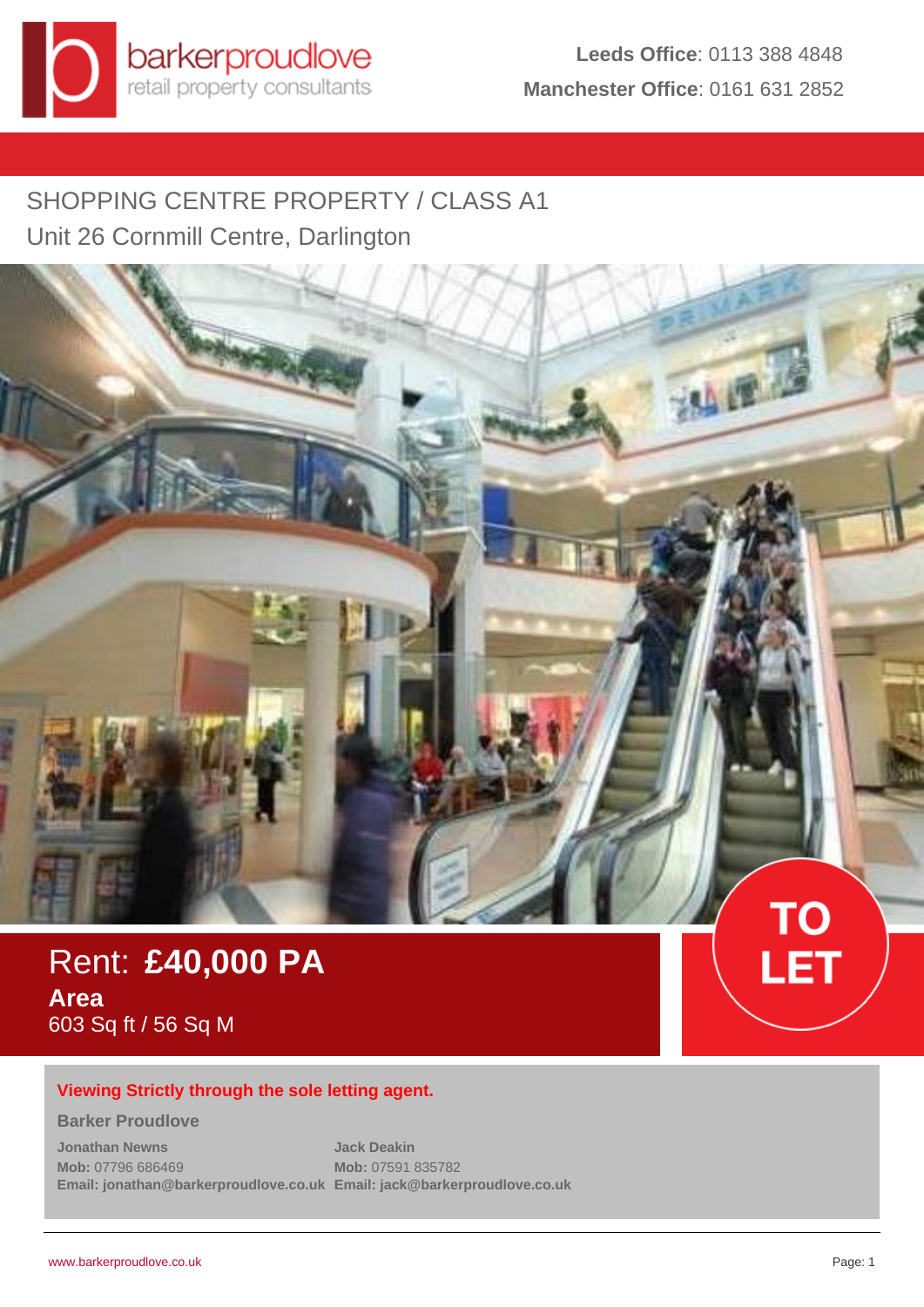barkerproudlove
retail property consultants

**Leeds Office**: 0113 388 4848
**Manchester Office**: 0161 631 2852

# SHOPPING CENTRE PROPERTY / CLASS A1

## Unit 26 Cornmill Centre, Darlington

TO LET

Rent: **£40,000 PA**

**Area**
603 Sq ft / 56 Sq M

**Viewing Strictly through the sole letting agent.**

**Barker Proudlove**

**Jonathan Newns**
**Mob:** 07796 686469
**Email: jonathan@barkerproudlove.co.uk**

**Jack Deakin**
**Mob:** 07591 835782
**Email: jack@barkerproudlove.co.uk**

www.barkerproudlove.co.uk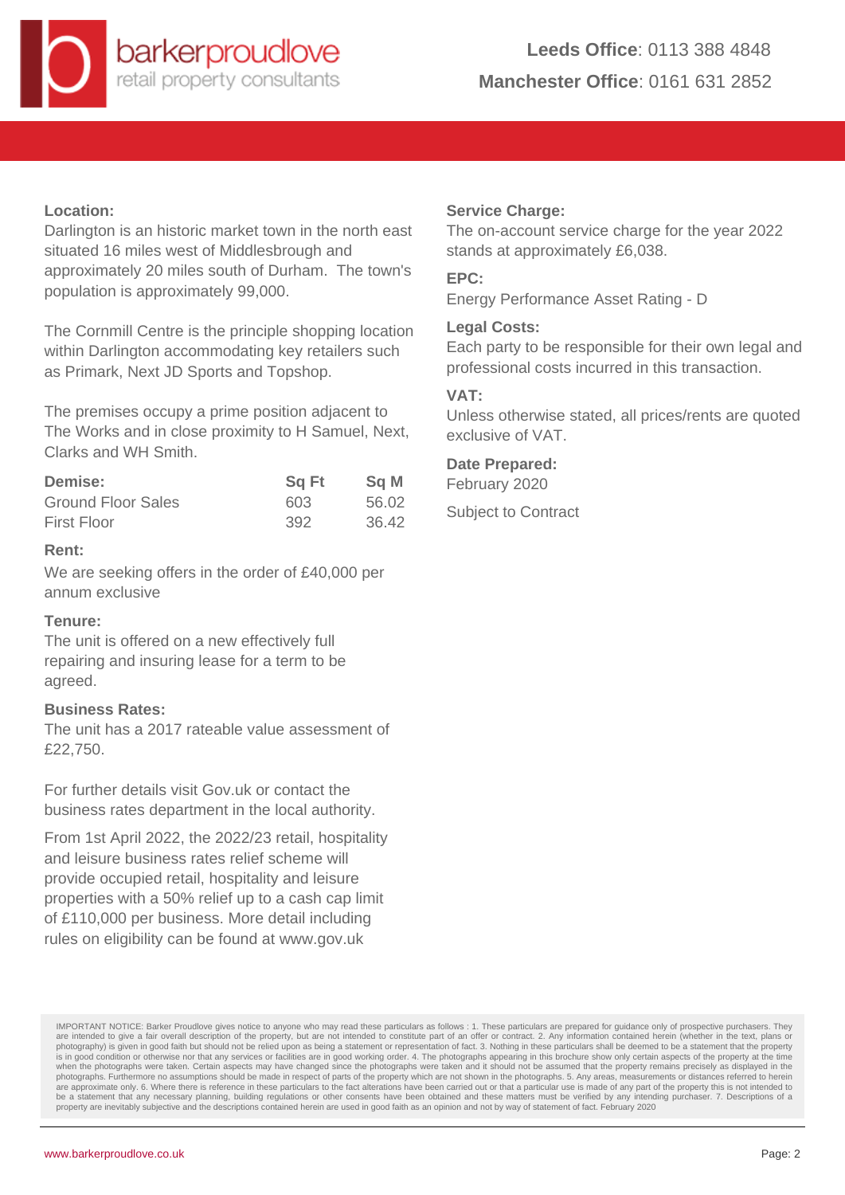### Location:

Darlington is an historic market town in the north east situated 16 miles west of Middlesbrough and approximately 20 miles south of Durham. The town's population is approximately 99,000.

The Cornmill Centre is the principle shopping location within Darlington accommodating key retailers such as Primark, Next JD Sports and Topshop.

The premises occupy a prime position adjacent to The Works and in close proximity to H Samuel, Next, Clarks and WH Smith.

| Demise: | Sq Ft | Sq M |
|---|---|---|
| Ground Floor Sales | 603 | 56.02 |
| First Floor | 392 | 36.42 |

### Rent:

We are seeking offers in the order of £40,000 per annum exclusive

### Tenure:

The unit is offered on a new effectively full repairing and insuring lease for a term to be agreed.

### Business Rates:

The unit has a 2017 rateable value assessment of £22,750.

For further details visit Gov.uk or contact the business rates department in the local authority.

From 1st April 2022, the 2022/23 retail, hospitality and leisure business rates relief scheme will provide occupied retail, hospitality and leisure properties with a 50% relief up to a cash cap limit of £110,000 per business. More detail including rules on eligibility can be found at www.gov.uk

### Service Charge:

The on-account service charge for the year 2022 stands at approximately £6,038.

### EPC:

Energy Performance Asset Rating - D

### Legal Costs:

Each party to be responsible for their own legal and professional costs incurred in this transaction.

### VAT:

Unless otherwise stated, all prices/rents are quoted exclusive of VAT.

### Date Prepared:

February 2020

Subject to Contract

IMPORTANT NOTICE: Barker Proudlove gives notice to anyone who may read these particulars as follows : 1. These particulars are prepared for guidance only of prospective purchasers. They are intended to give a fair overall description of the property, but are not intended to constitute part of an offer or contract. 2. Any information contained herein (whether in the text, plans or photography) is given in good faith but should not be relied upon as being a statement or representation of fact. 3. Nothing in these particulars shall be deemed to be a statement that the property is in good condition or otherwise nor that any services or facilities are in good working order. 4. The photographs appearing in this brochure show only certain aspects of the property at the time when the photographs were taken. Certain aspects may have changed since the photographs were taken and it should not be assumed that the property remains precisely as displayed in the photographs. Furthermore no assumptions should be made in respect of parts of the property which are not shown in the photographs. 5. Any areas, measurements or distances referred to herein are approximate only. 6. Where there is reference in these particulars to the fact alterations have been carried out or that a particular use is made of any part of the property this is not intended to be a statement that any necessary planning, building regulations or other consents have been obtained and these matters must be verified by any intending purchaser. 7. Descriptions of a property are inevitably subjective and the descriptions contained herein are used in good faith as an opinion and not by way of statement of fact. February 2020